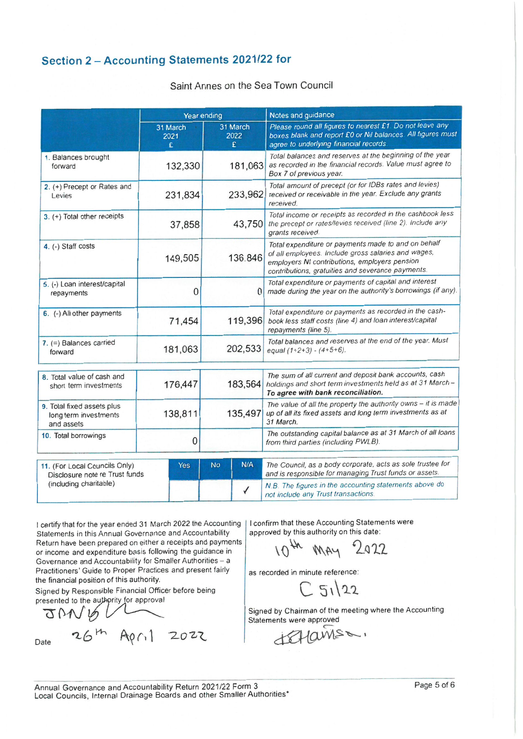## Section 2 – Accounting Statements 2021/22 for

Saint Annes on the Sea Town Council

| | Year ending | | Notes and guidance |
|---|---|---|---|
| | 31 March 2021 £ | 31 March 2022 £ | *Please round all figures to nearest £1. Do not leave any boxes blank and report £0 or Nil balances. All figures must agree to underlying financial records.* |
| 1. Balances brought forward | 132,330 | 181,063 | *Total balances and reserves at the beginning of the year as recorded in the financial records. Value must agree to Box 7 of previous year.* |
| 2. (+) Precept or Rates and Levies | 231,834 | 233,962 | *Total amount of precept (or for IDBs rates and levies) received or receivable in the year. Exclude any grants received.* |
| 3. (+) Total other receipts | 37,858 | 43,750 | *Total income or receipts as recorded in the cashbook less the precept or rates/levies received (line 2). Include any grants received.* |
| 4. (-) Staff costs | 149,505 | 136,846 | *Total expenditure or payments made to and on behalf of all employees. Include gross salaries and wages, employers NI contributions, employers pension contributions, gratuities and severance payments.* |
| 5. (-) Loan interest/capital repayments | 0 | 0 | *Total expenditure or payments of capital and interest made during the year on the authority's borrowings (if any).* |
| 6. (-) All other payments | 71,454 | 119,396 | *Total expenditure or payments as recorded in the cash-book less staff costs (line 4) and loan interest/capital repayments (line 5).* |
| 7. (=) Balances carried forward | 181,063 | 202,533 | *Total balances and reserves at the end of the year. Must equal (1+2+3) - (4+5+6).* |
| 8. Total value of cash and short term investments | 176,447 | 183,564 | *The sum of all current and deposit bank accounts, cash holdings and short term investments held as at 31 March – **To agree with bank reconciliation.*** |
| 9. Total fixed assets plus long term investments and assets | 138,811 | 135,497 | *The value of all the property the authority owns – it is made up of all its fixed assets and long term investments as at 31 March.* |
| 10. Total borrowings | 0 | | *The outstanding capital balance as at 31 March of all loans from third parties (including PWLB).* |

| | Yes | No | N/A | |
|---|---|---|---|---|
| 11. (For Local Councils Only) Disclosure note re Trust funds (including charitable) | | | ✓ | *The Council, as a body corporate, acts as sole trustee for and is responsible for managing Trust funds or assets.* *N.B. The figures in the accounting statements above do not include any Trust transactions.* |

I certify that for the year ended 31 March 2022 the Accounting Statements in this Annual Governance and Accountability Return have been prepared on either a receipts and payments or income and expenditure basis following the guidance in Governance and Accountability for Smaller Authorities – a Practitioners' Guide to Proper Practices and present fairly the financial position of this authority.

Signed by Responsible Financial Officer before being presented to the authority for approval

[Signature]

Date 26th April 2022

I confirm that these Accounting Statements were approved by this authority on this date:

10th May 2022

as recorded in minute reference:

C 51/22

Signed by Chairman of the meeting where the Accounting Statements were approved

[Signature]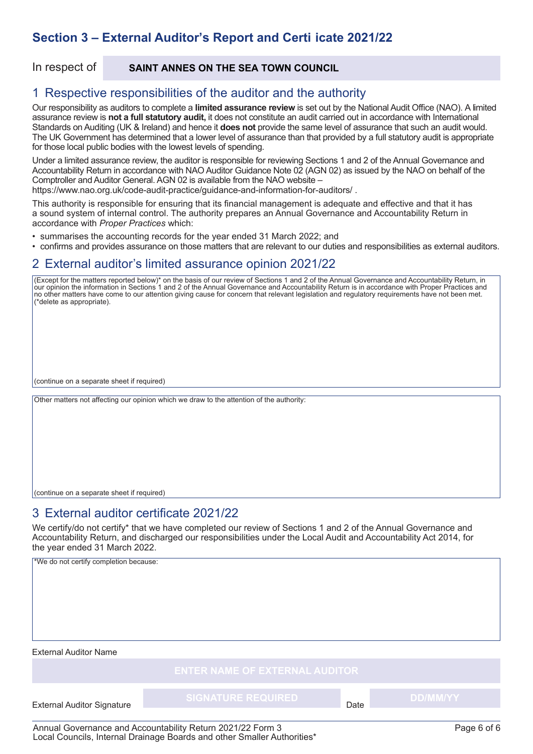# Section 3 – External Auditor's Report and Certi icate 2021/22

In respect of **SAINT ANNES ON THE SEA TOWN COUNCIL**

## 1 Respective responsibilities of the auditor and the authority

Our responsibility as auditors to complete a **limited assurance review** is set out by the National Audit Office (NAO). A limited assurance review is **not a full statutory audit,** it does not constitute an audit carried out in accordance with International Standards on Auditing (UK & Ireland) and hence it **does not** provide the same level of assurance that such an audit would. The UK Government has determined that a lower level of assurance than that provided by a full statutory audit is appropriate for those local public bodies with the lowest levels of spending.

Under a limited assurance review, the auditor is responsible for reviewing Sections 1 and 2 of the Annual Governance and Accountability Return in accordance with NAO Auditor Guidance Note 02 (AGN 02) as issued by the NAO on behalf of the Comptroller and Auditor General. AGN 02 is available from the NAO website – https://www.nao.org.uk/code-audit-practice/guidance-and-information-for-auditors/ .

This authority is responsible for ensuring that its financial management is adequate and effective and that it has a sound system of internal control. The authority prepares an Annual Governance and Accountability Return in accordance with *Proper Practices* which:

- summarises the accounting records for the year ended 31 March 2022; and
- confirms and provides assurance on those matters that are relevant to our duties and responsibilities as external auditors.

## 2 External auditor's limited assurance opinion 2021/22

(Except for the matters reported below)* on the basis of our review of Sections 1 and 2 of the Annual Governance and Accountability Return, in our opinion the information in Sections 1 and 2 of the Annual Governance and Accountability Return is in accordance with Proper Practices and no other matters have come to our attention giving cause for concern that relevant legislation and regulatory requirements have not been met. (*delete as appropriate).

(continue on a separate sheet if required)

Other matters not affecting our opinion which we draw to the attention of the authority:

(continue on a separate sheet if required)

## 3 External auditor certificate 2021/22

We certify/do not certify* that we have completed our review of Sections 1 and 2 of the Annual Governance and Accountability Return, and discharged our responsibilities under the Local Audit and Accountability Act 2014, for the year ended 31 March 2022.

*We do not certify completion because:

External Auditor Name

ENTER NAME OF EXTERNAL AUDITOR

External Auditor Signature SIGNATURE REQUIRED Date DD/MM/YY